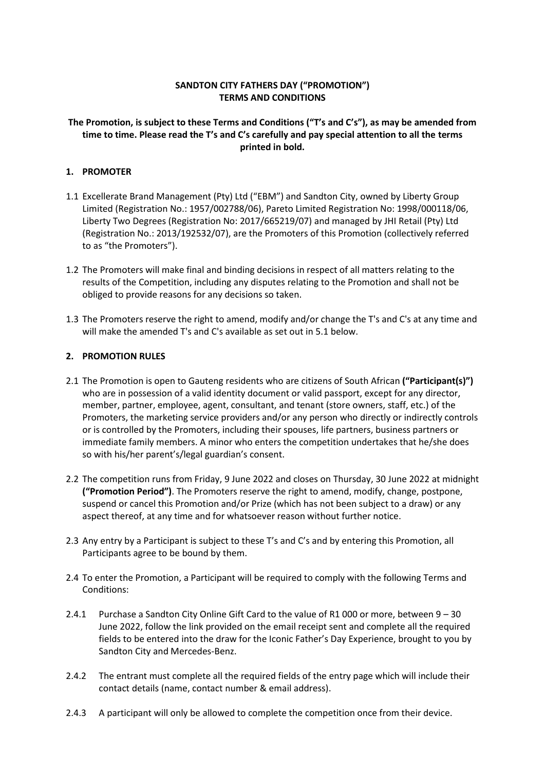**SANDTON CITY FATHERS DAY ("PROMOTION")**
**TERMS AND CONDITIONS**

**The Promotion, is subject to these Terms and Conditions ("T's and C's"), as may be amended from time to time. Please read the T's and C's carefully and pay special attention to all the terms printed in bold.**

## 1. PROMOTER

1.1 Excellerate Brand Management (Pty) Ltd ("EBM") and Sandton City, owned by Liberty Group Limited (Registration No.: 1957/002788/06), Pareto Limited Registration No: 1998/000118/06, Liberty Two Degrees (Registration No: 2017/665219/07) and managed by JHI Retail (Pty) Ltd (Registration No.: 2013/192532/07), are the Promoters of this Promotion (collectively referred to as "the Promoters").

1.2 The Promoters will make final and binding decisions in respect of all matters relating to the results of the Competition, including any disputes relating to the Promotion and shall not be obliged to provide reasons for any decisions so taken.

1.3 The Promoters reserve the right to amend, modify and/or change the T's and C's at any time and will make the amended T's and C's available as set out in 5.1 below.

## 2. PROMOTION RULES

2.1 The Promotion is open to Gauteng residents who are citizens of South African **("Participant(s)")** who are in possession of a valid identity document or valid passport, except for any director, member, partner, employee, agent, consultant, and tenant (store owners, staff, etc.) of the Promoters, the marketing service providers and/or any person who directly or indirectly controls or is controlled by the Promoters, including their spouses, life partners, business partners or immediate family members. A minor who enters the competition undertakes that he/she does so with his/her parent's/legal guardian's consent.

2.2 The competition runs from Friday, 9 June 2022 and closes on Thursday, 30 June 2022 at midnight **("Promotion Period")**. The Promoters reserve the right to amend, modify, change, postpone, suspend or cancel this Promotion and/or Prize (which has not been subject to a draw) or any aspect thereof, at any time and for whatsoever reason without further notice.

2.3 Any entry by a Participant is subject to these T's and C's and by entering this Promotion, all Participants agree to be bound by them.

2.4 To enter the Promotion, a Participant will be required to comply with the following Terms and Conditions:

2.4.1 Purchase a Sandton City Online Gift Card to the value of R1 000 or more, between 9 – 30 June 2022, follow the link provided on the email receipt sent and complete all the required fields to be entered into the draw for the Iconic Father's Day Experience, brought to you by Sandton City and Mercedes-Benz.

2.4.2 The entrant must complete all the required fields of the entry page which will include their contact details (name, contact number & email address).

2.4.3 A participant will only be allowed to complete the competition once from their device.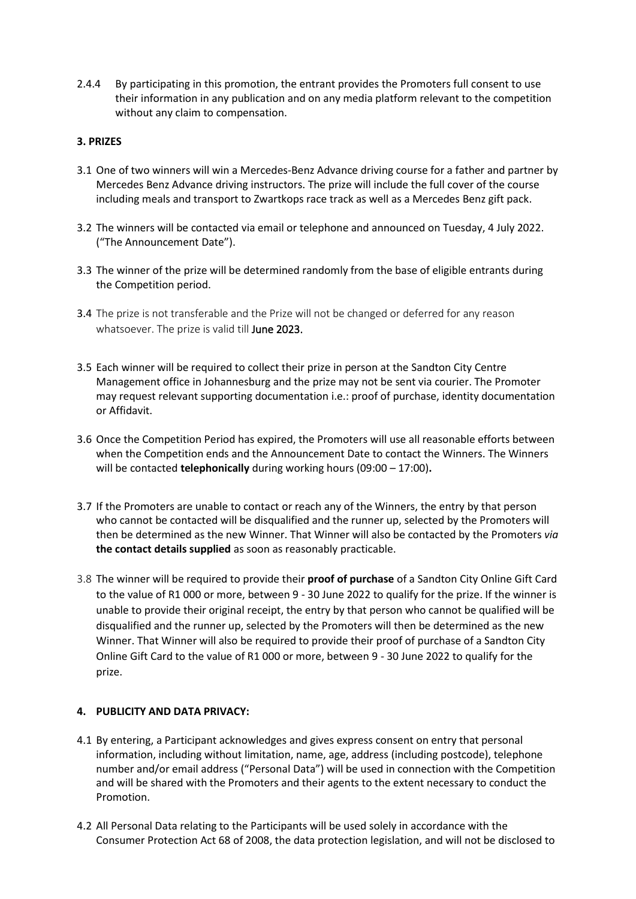2.4.4 By participating in this promotion, the entrant provides the Promoters full consent to use their information in any publication and on any media platform relevant to the competition without any claim to compensation.

**3. PRIZES**

3.1 One of two winners will win a Mercedes-Benz Advance driving course for a father and partner by Mercedes Benz Advance driving instructors. The prize will include the full cover of the course including meals and transport to Zwartkops race track as well as a Mercedes Benz gift pack.

3.2 The winners will be contacted via email or telephone and announced on Tuesday, 4 July 2022. ("The Announcement Date").

3.3 The winner of the prize will be determined randomly from the base of eligible entrants during the Competition period.

3.4 The prize is not transferable and the Prize will not be changed or deferred for any reason whatsoever. The prize is valid till June 2023.

3.5 Each winner will be required to collect their prize in person at the Sandton City Centre Management office in Johannesburg and the prize may not be sent via courier. The Promoter may request relevant supporting documentation i.e.: proof of purchase, identity documentation or Affidavit.

3.6 Once the Competition Period has expired, the Promoters will use all reasonable efforts between when the Competition ends and the Announcement Date to contact the Winners. The Winners will be contacted **telephonically** during working hours (09:00 – 17:00)**.**

3.7 If the Promoters are unable to contact or reach any of the Winners, the entry by that person who cannot be contacted will be disqualified and the runner up, selected by the Promoters will then be determined as the new Winner. That Winner will also be contacted by the Promoters *via* **the contact details supplied** as soon as reasonably practicable.

3.8 The winner will be required to provide their **proof of purchase** of a Sandton City Online Gift Card to the value of R1 000 or more, between 9 - 30 June 2022 to qualify for the prize. If the winner is unable to provide their original receipt, the entry by that person who cannot be qualified will be disqualified and the runner up, selected by the Promoters will then be determined as the new Winner. That Winner will also be required to provide their proof of purchase of a Sandton City Online Gift Card to the value of R1 000 or more, between 9 - 30 June 2022 to qualify for the prize.

**4. PUBLICITY AND DATA PRIVACY:**

4.1 By entering, a Participant acknowledges and gives express consent on entry that personal information, including without limitation, name, age, address (including postcode), telephone number and/or email address ("Personal Data") will be used in connection with the Competition and will be shared with the Promoters and their agents to the extent necessary to conduct the Promotion.

4.2 All Personal Data relating to the Participants will be used solely in accordance with the Consumer Protection Act 68 of 2008, the data protection legislation, and will not be disclosed to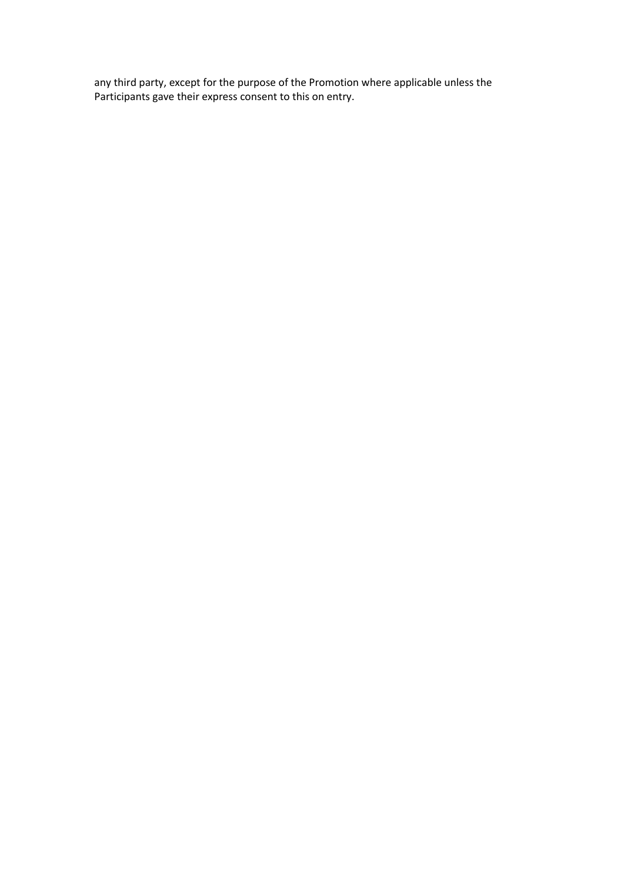any third party, except for the purpose of the Promotion where applicable unless the Participants gave their express consent to this on entry.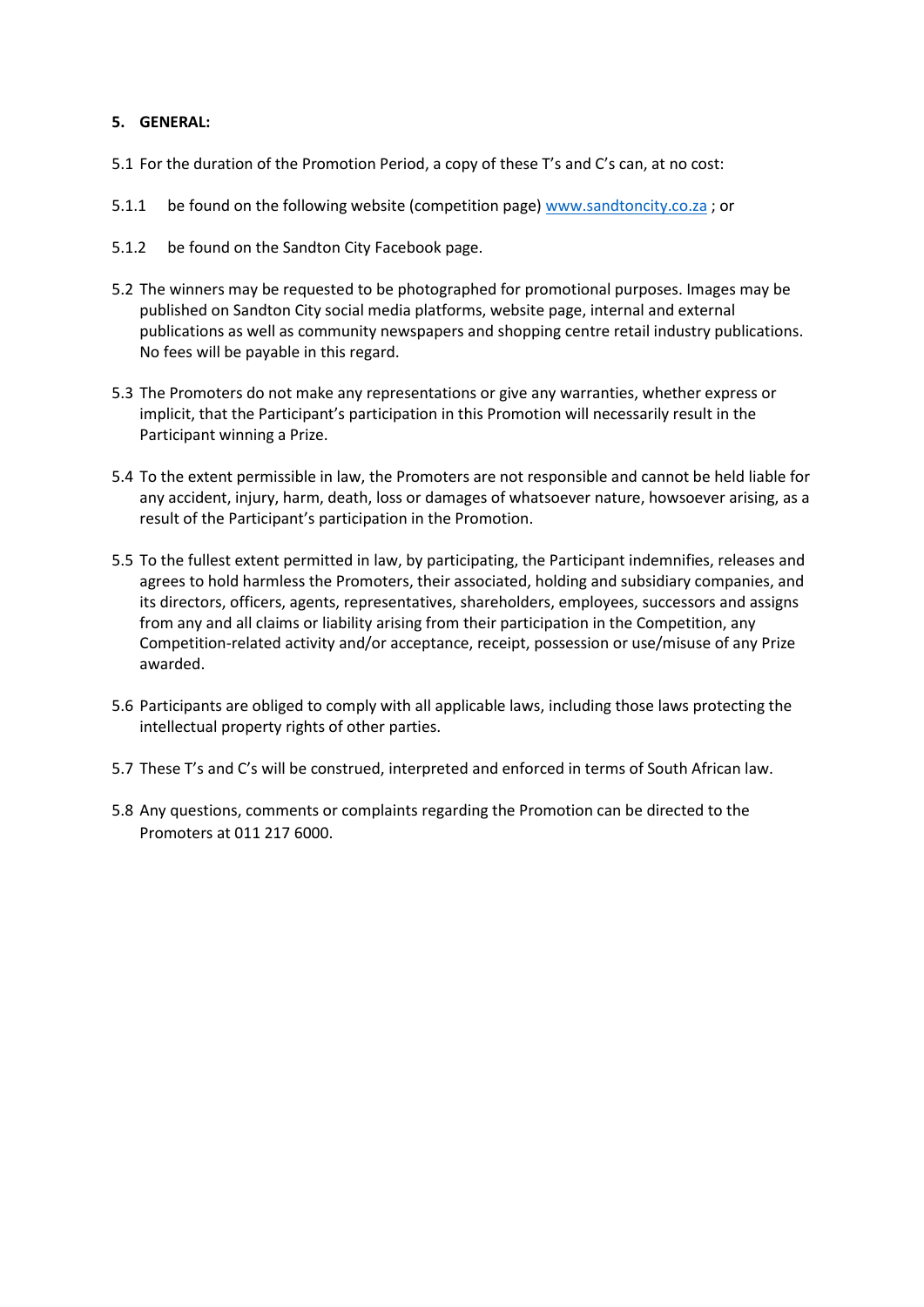**5. GENERAL:**

5.1 For the duration of the Promotion Period, a copy of these T's and C's can, at no cost:

5.1.1 be found on the following website (competition page) [www.sandtoncity.co.za](http://www.sandtoncity.co.za) ; or

5.1.2 be found on the Sandton City Facebook page.

5.2 The winners may be requested to be photographed for promotional purposes. Images may be published on Sandton City social media platforms, website page, internal and external publications as well as community newspapers and shopping centre retail industry publications. No fees will be payable in this regard.

5.3 The Promoters do not make any representations or give any warranties, whether express or implicit, that the Participant's participation in this Promotion will necessarily result in the Participant winning a Prize.

5.4 To the extent permissible in law, the Promoters are not responsible and cannot be held liable for any accident, injury, harm, death, loss or damages of whatsoever nature, howsoever arising, as a result of the Participant's participation in the Promotion.

5.5 To the fullest extent permitted in law, by participating, the Participant indemnifies, releases and agrees to hold harmless the Promoters, their associated, holding and subsidiary companies, and its directors, officers, agents, representatives, shareholders, employees, successors and assigns from any and all claims or liability arising from their participation in the Competition, any Competition-related activity and/or acceptance, receipt, possession or use/misuse of any Prize awarded.

5.6 Participants are obliged to comply with all applicable laws, including those laws protecting the intellectual property rights of other parties.

5.7 These T's and C's will be construed, interpreted and enforced in terms of South African law.

5.8 Any questions, comments or complaints regarding the Promotion can be directed to the Promoters at 011 217 6000.